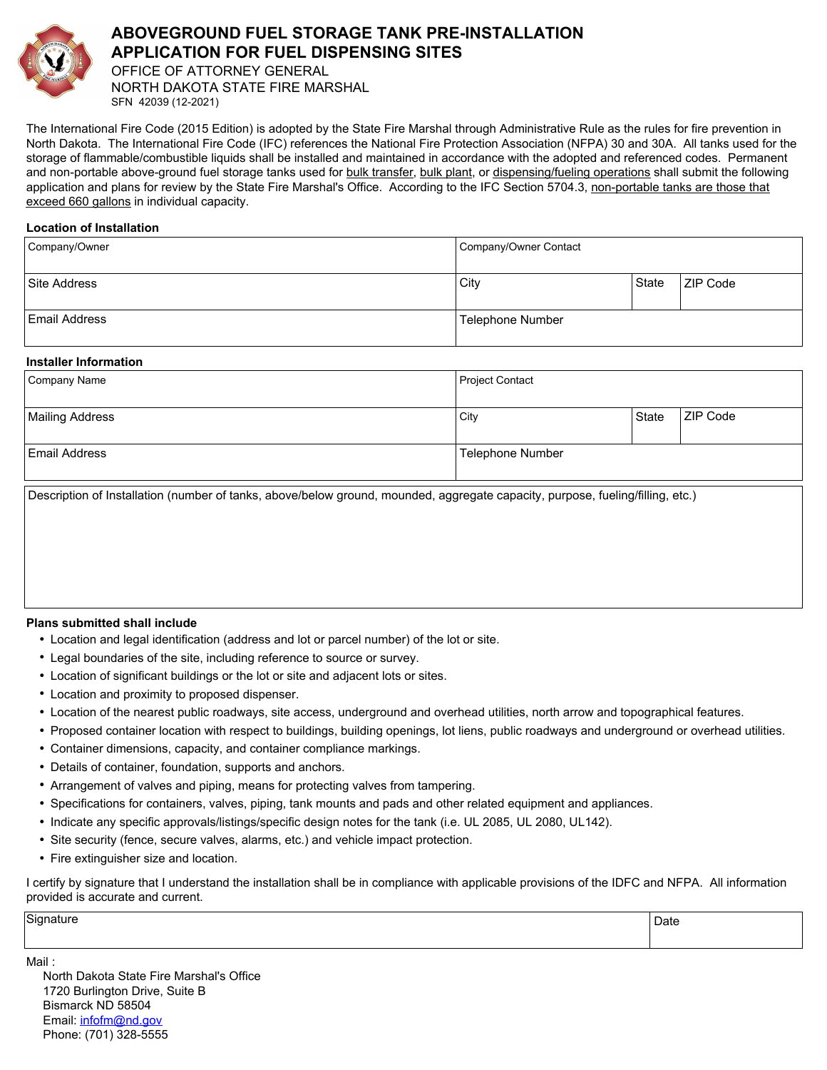# ABOVEGROUND FUEL STORAGE TANK PRE-INSTALLATION APPLICATION FOR FUEL DISPENSING SITES

OFFICE OF ATTORNEY GENERAL
NORTH DAKOTA STATE FIRE MARSHAL
SFN 42039 (12-2021)

The International Fire Code (2015 Edition) is adopted by the State Fire Marshal through Administrative Rule as the rules for fire prevention in North Dakota. The International Fire Code (IFC) references the National Fire Protection Association (NFPA) 30 and 30A. All tanks used for the storage of flammable/combustible liquids shall be installed and maintained in accordance with the adopted and referenced codes. Permanent and non-portable above-ground fuel storage tanks used for bulk transfer, bulk plant, or dispensing/fueling operations shall submit the following application and plans for review by the State Fire Marshal's Office. According to the IFC Section 5704.3, non-portable tanks are those that exceed 660 gallons in individual capacity.

**Location of Installation**

| | | | |
|---|---|---|---|
| Company/Owner | Company/Owner Contact | | |
| Site Address | City | State | ZIP Code |
| Email Address | Telephone Number | | |

**Installer Information**

| | | | |
|---|---|---|---|
| Company Name | Project Contact | | |
| Mailing Address | City | State | ZIP Code |
| Email Address | Telephone Number | | |

Description of Installation (number of tanks, above/below ground, mounded, aggregate capacity, purpose, fueling/filling, etc.)

**Plans submitted shall include**

- Location and legal identification (address and lot or parcel number) of the lot or site.
- Legal boundaries of the site, including reference to source or survey.
- Location of significant buildings or the lot or site and adjacent lots or sites.
- Location and proximity to proposed dispenser.
- Location of the nearest public roadways, site access, underground and overhead utilities, north arrow and topographical features.
- Proposed container location with respect to buildings, building openings, lot liens, public roadways and underground or overhead utilities.
- Container dimensions, capacity, and container compliance markings.
- Details of container, foundation, supports and anchors.
- Arrangement of valves and piping, means for protecting valves from tampering.
- Specifications for containers, valves, piping, tank mounts and pads and other related equipment and appliances.
- Indicate any specific approvals/listings/specific design notes for the tank (i.e. UL 2085, UL 2080, UL142).
- Site security (fence, secure valves, alarms, etc.) and vehicle impact protection.
- Fire extinguisher size and location.

I certify by signature that I understand the installation shall be in compliance with applicable provisions of the IDFC and NFPA. All information provided is accurate and current.

| | |
|---|---|
| Signature | Date |

Mail :
North Dakota State Fire Marshal's Office
1720 Burlington Drive, Suite B
Bismarck ND 58504
Email: infofm@nd.gov
Phone: (701) 328-5555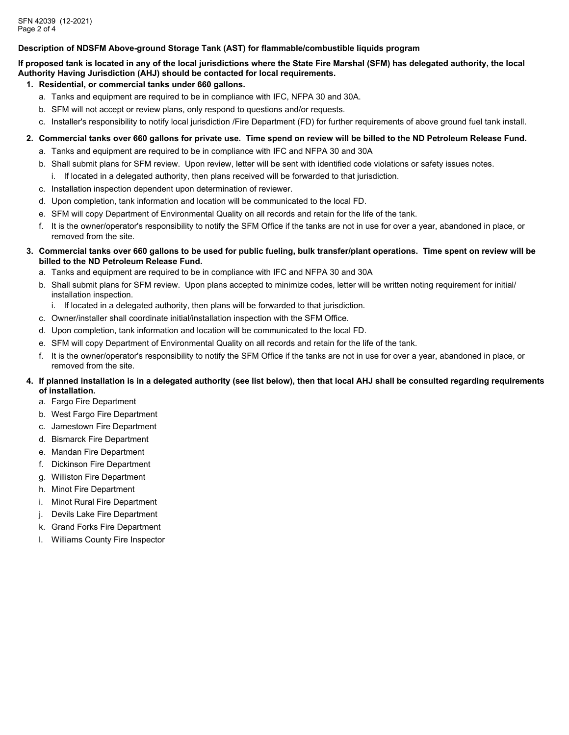**Description of NDSFM Above-ground Storage Tank (AST) for flammable/combustible liquids program**

**If proposed tank is located in any of the local jurisdictions where the State Fire Marshal (SFM) has delegated authority, the local Authority Having Jurisdiction (AHJ) should be contacted for local requirements.**

1. **Residential, or commercial tanks under 660 gallons.**
   a. Tanks and equipment are required to be in compliance with IFC, NFPA 30 and 30A.
   b. SFM will not accept or review plans, only respond to questions and/or requests.
   c. Installer's responsibility to notify local jurisdiction /Fire Department (FD) for further requirements of above ground fuel tank install.
2. **Commercial tanks over 660 gallons for private use. Time spend on review will be billed to the ND Petroleum Release Fund.**
   a. Tanks and equipment are required to be in compliance with IFC and NFPA 30 and 30A
   b. Shall submit plans for SFM review. Upon review, letter will be sent with identified code violations or safety issues notes.
      i. If located in a delegated authority, then plans received will be forwarded to that jurisdiction.
   c. Installation inspection dependent upon determination of reviewer.
   d. Upon completion, tank information and location will be communicated to the local FD.
   e. SFM will copy Department of Environmental Quality on all records and retain for the life of the tank.
   f. It is the owner/operator's responsibility to notify the SFM Office if the tanks are not in use for over a year, abandoned in place, or removed from the site.
3. **Commercial tanks over 660 gallons to be used for public fueling, bulk transfer/plant operations. Time spent on review will be billed to the ND Petroleum Release Fund.**
   a. Tanks and equipment are required to be in compliance with IFC and NFPA 30 and 30A
   b. Shall submit plans for SFM review. Upon plans accepted to minimize codes, letter will be written noting requirement for initial/ installation inspection.
      i. If located in a delegated authority, then plans will be forwarded to that jurisdiction.
   c. Owner/installer shall coordinate initial/installation inspection with the SFM Office.
   d. Upon completion, tank information and location will be communicated to the local FD.
   e. SFM will copy Department of Environmental Quality on all records and retain for the life of the tank.
   f. It is the owner/operator's responsibility to notify the SFM Office if the tanks are not in use for over a year, abandoned in place, or removed from the site.
4. **If planned installation is in a delegated authority (see list below), then that local AHJ shall be consulted regarding requirements of installation.**
   a. Fargo Fire Department
   b. West Fargo Fire Department
   c. Jamestown Fire Department
   d. Bismarck Fire Department
   e. Mandan Fire Department
   f. Dickinson Fire Department
   g. Williston Fire Department
   h. Minot Fire Department
   i. Minot Rural Fire Department
   j. Devils Lake Fire Department
   k. Grand Forks Fire Department
   l. Williams County Fire Inspector